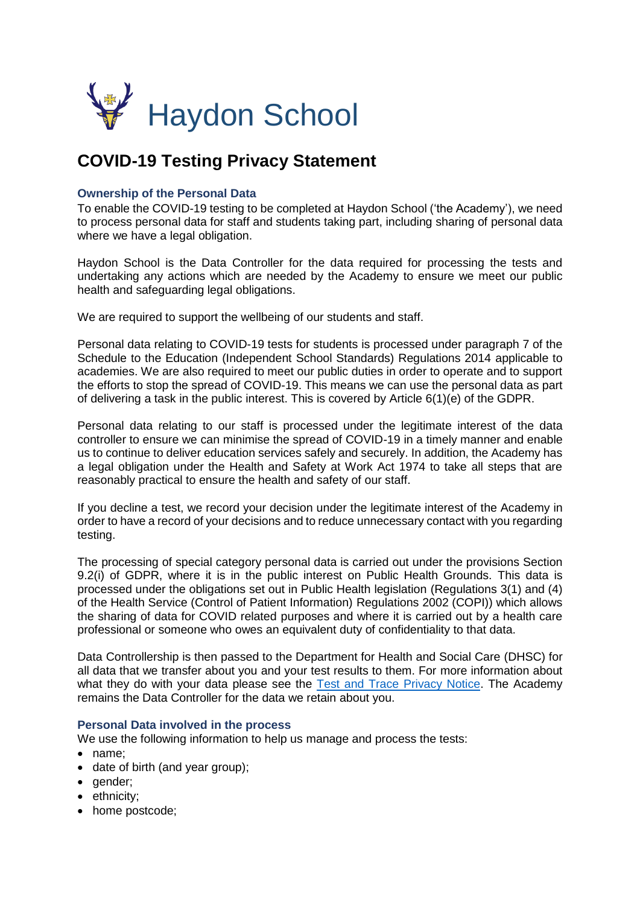# Haydon School

## COVID-19 Testing Privacy Statement

### Ownership of the Personal Data

To enable the COVID-19 testing to be completed at Haydon School ('the Academy'), we need to process personal data for staff and students taking part, including sharing of personal data where we have a legal obligation.

Haydon School is the Data Controller for the data required for processing the tests and undertaking any actions which are needed by the Academy to ensure we meet our public health and safeguarding legal obligations.

We are required to support the wellbeing of our students and staff.

Personal data relating to COVID-19 tests for students is processed under paragraph 7 of the Schedule to the Education (Independent School Standards) Regulations 2014 applicable to academies. We are also required to meet our public duties in order to operate and to support the efforts to stop the spread of COVID-19. This means we can use the personal data as part of delivering a task in the public interest. This is covered by Article 6(1)(e) of the GDPR.

Personal data relating to our staff is processed under the legitimate interest of the data controller to ensure we can minimise the spread of COVID-19 in a timely manner and enable us to continue to deliver education services safely and securely. In addition, the Academy has a legal obligation under the Health and Safety at Work Act 1974 to take all steps that are reasonably practical to ensure the health and safety of our staff.

If you decline a test, we record your decision under the legitimate interest of the Academy in order to have a record of your decisions and to reduce unnecessary contact with you regarding testing.

The processing of special category personal data is carried out under the provisions Section 9.2(i) of GDPR, where it is in the public interest on Public Health Grounds. This data is processed under the obligations set out in Public Health legislation (Regulations 3(1) and (4) of the Health Service (Control of Patient Information) Regulations 2002 (COPI)) which allows the sharing of data for COVID related purposes and where it is carried out by a health care professional or someone who owes an equivalent duty of confidentiality to that data.

Data Controllership is then passed to the Department for Health and Social Care (DHSC) for all data that we transfer about you and your test results to them. For more information about what they do with your data please see the Test and Trace Privacy Notice. The Academy remains the Data Controller for the data we retain about you.

### Personal Data involved in the process

We use the following information to help us manage and process the tests:

- name;
- date of birth (and year group);
- gender;
- ethnicity;
- home postcode;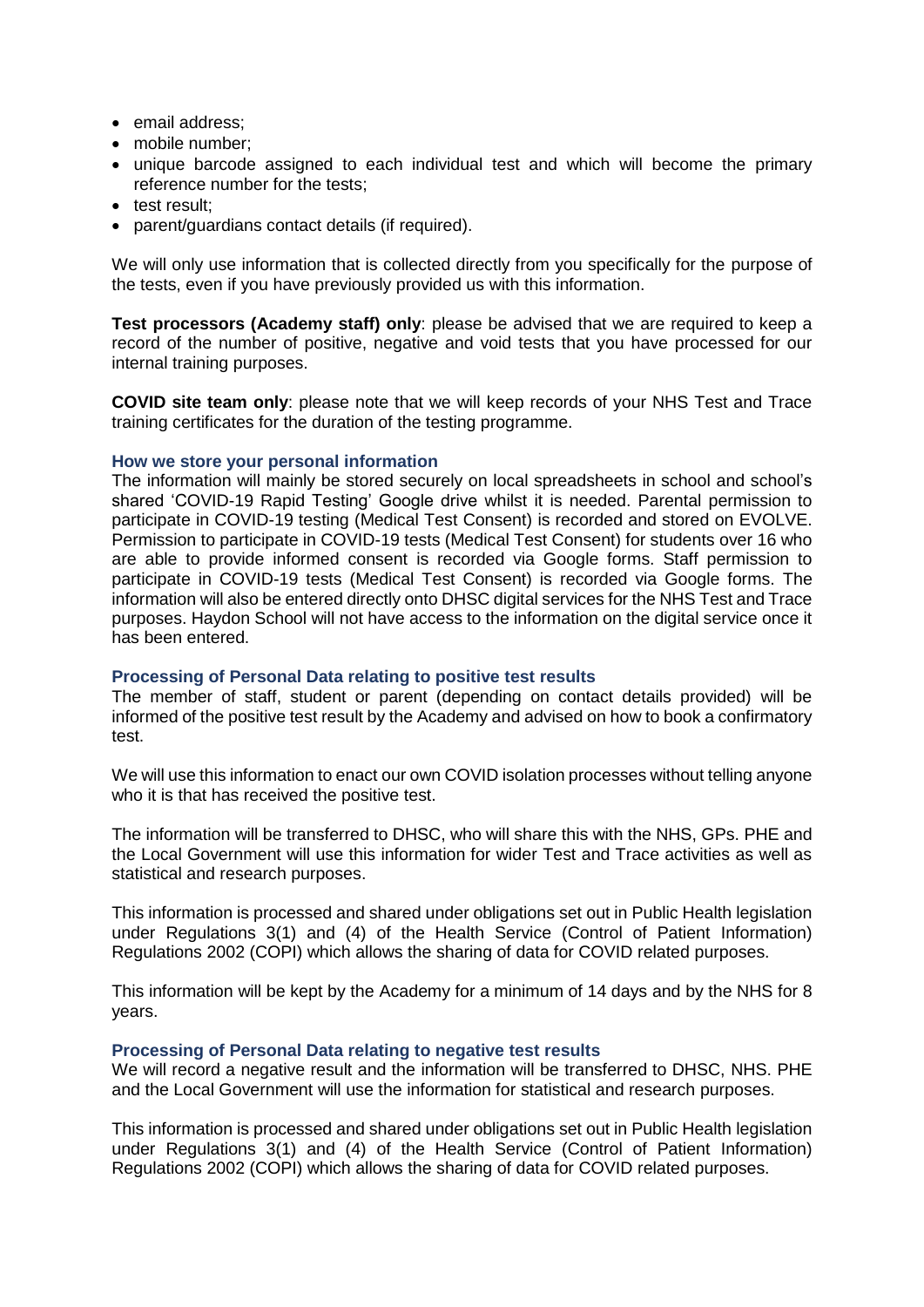- email address;
- mobile number;
- unique barcode assigned to each individual test and which will become the primary reference number for the tests;
- test result;
- parent/guardians contact details (if required).

We will only use information that is collected directly from you specifically for the purpose of the tests, even if you have previously provided us with this information.

**Test processors (Academy staff) only**: please be advised that we are required to keep a record of the number of positive, negative and void tests that you have processed for our internal training purposes.

**COVID site team only**: please note that we will keep records of your NHS Test and Trace training certificates for the duration of the testing programme.

### How we store your personal information

The information will mainly be stored securely on local spreadsheets in school and school's shared 'COVID-19 Rapid Testing' Google drive whilst it is needed. Parental permission to participate in COVID-19 testing (Medical Test Consent) is recorded and stored on EVOLVE. Permission to participate in COVID-19 tests (Medical Test Consent) for students over 16 who are able to provide informed consent is recorded via Google forms. Staff permission to participate in COVID-19 tests (Medical Test Consent) is recorded via Google forms. The information will also be entered directly onto DHSC digital services for the NHS Test and Trace purposes. Haydon School will not have access to the information on the digital service once it has been entered.

### Processing of Personal Data relating to positive test results

The member of staff, student or parent (depending on contact details provided) will be informed of the positive test result by the Academy and advised on how to book a confirmatory test.

We will use this information to enact our own COVID isolation processes without telling anyone who it is that has received the positive test.

The information will be transferred to DHSC, who will share this with the NHS, GPs. PHE and the Local Government will use this information for wider Test and Trace activities as well as statistical and research purposes.

This information is processed and shared under obligations set out in Public Health legislation under Regulations 3(1) and (4) of the Health Service (Control of Patient Information) Regulations 2002 (COPI) which allows the sharing of data for COVID related purposes.

This information will be kept by the Academy for a minimum of 14 days and by the NHS for 8 years.

### Processing of Personal Data relating to negative test results

We will record a negative result and the information will be transferred to DHSC, NHS. PHE and the Local Government will use the information for statistical and research purposes.

This information is processed and shared under obligations set out in Public Health legislation under Regulations 3(1) and (4) of the Health Service (Control of Patient Information) Regulations 2002 (COPI) which allows the sharing of data for COVID related purposes.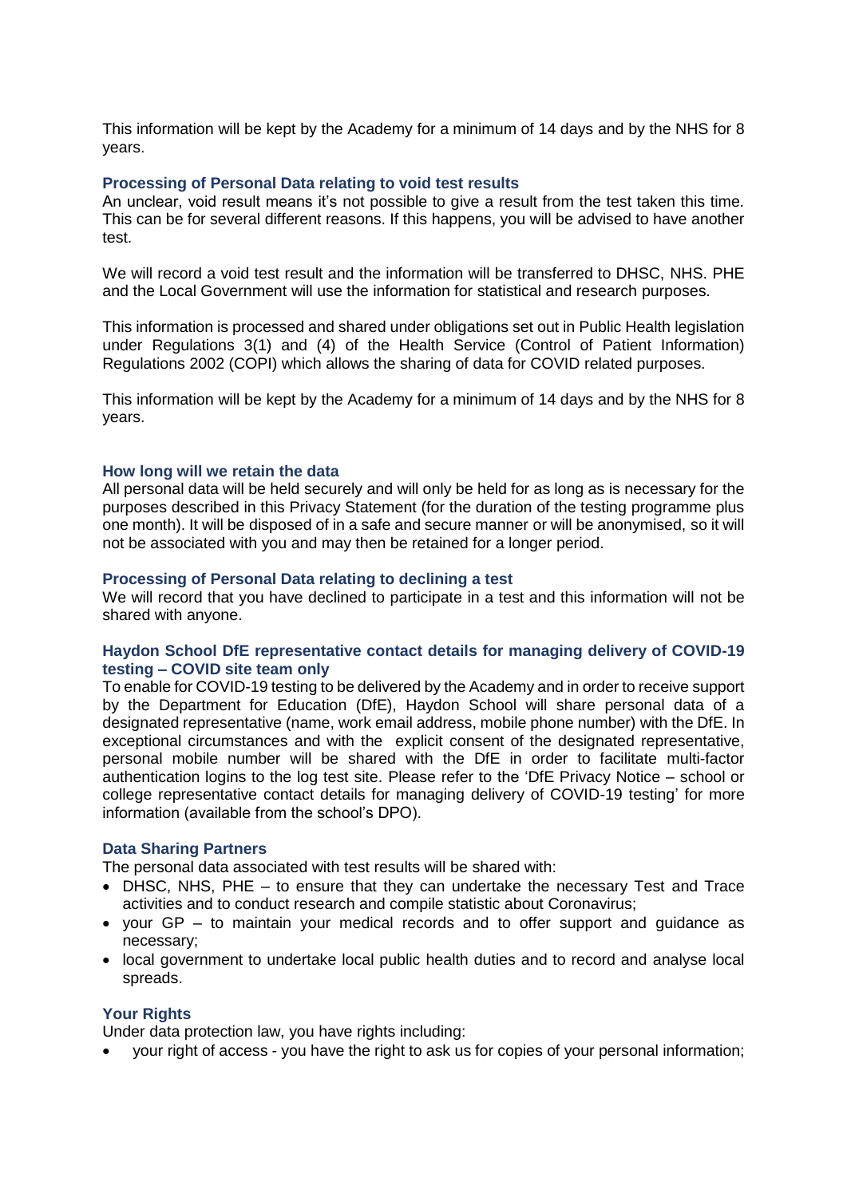This information will be kept by the Academy for a minimum of 14 days and by the NHS for 8 years.

### Processing of Personal Data relating to void test results

An unclear, void result means it's not possible to give a result from the test taken this time. This can be for several different reasons. If this happens, you will be advised to have another test.

We will record a void test result and the information will be transferred to DHSC, NHS. PHE and the Local Government will use the information for statistical and research purposes.

This information is processed and shared under obligations set out in Public Health legislation under Regulations 3(1) and (4) of the Health Service (Control of Patient Information) Regulations 2002 (COPI) which allows the sharing of data for COVID related purposes.

This information will be kept by the Academy for a minimum of 14 days and by the NHS for 8 years.

### How long will we retain the data

All personal data will be held securely and will only be held for as long as is necessary for the purposes described in this Privacy Statement (for the duration of the testing programme plus one month). It will be disposed of in a safe and secure manner or will be anonymised, so it will not be associated with you and may then be retained for a longer period.

### Processing of Personal Data relating to declining a test

We will record that you have declined to participate in a test and this information will not be shared with anyone.

### Haydon School DfE representative contact details for managing delivery of COVID-19 testing – COVID site team only

To enable for COVID-19 testing to be delivered by the Academy and in order to receive support by the Department for Education (DfE), Haydon School will share personal data of a designated representative (name, work email address, mobile phone number) with the DfE. In exceptional circumstances and with the explicit consent of the designated representative, personal mobile number will be shared with the DfE in order to facilitate multi-factor authentication logins to the log test site. Please refer to the 'DfE Privacy Notice – school or college representative contact details for managing delivery of COVID-19 testing' for more information (available from the school's DPO).

### Data Sharing Partners

The personal data associated with test results will be shared with:

- DHSC, NHS, PHE – to ensure that they can undertake the necessary Test and Trace activities and to conduct research and compile statistic about Coronavirus;
- your GP – to maintain your medical records and to offer support and guidance as necessary;
- local government to undertake local public health duties and to record and analyse local spreads.

### Your Rights

Under data protection law, you have rights including:

- your right of access - you have the right to ask us for copies of your personal information;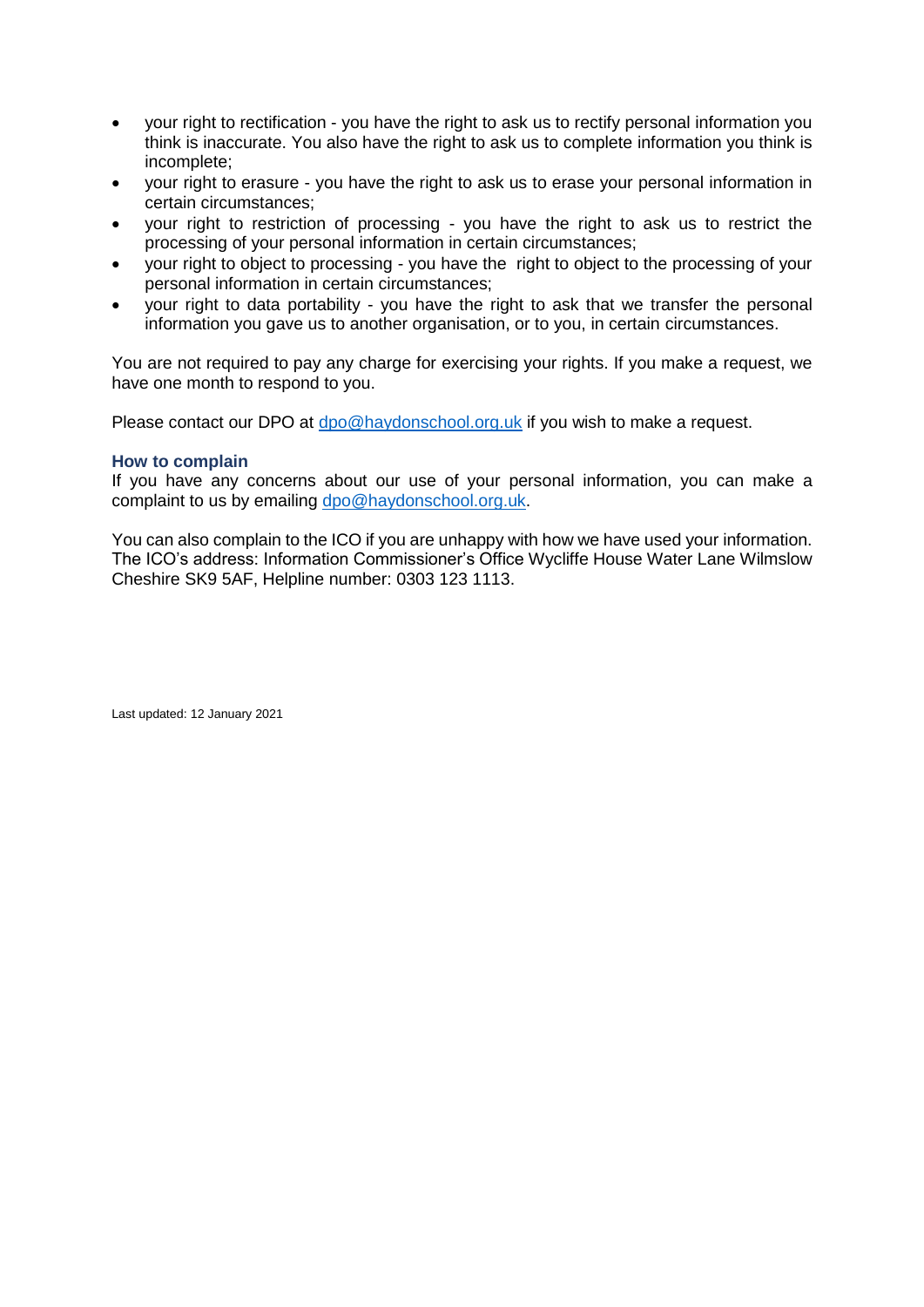- your right to rectification - you have the right to ask us to rectify personal information you think is inaccurate. You also have the right to ask us to complete information you think is incomplete;
- your right to erasure - you have the right to ask us to erase your personal information in certain circumstances;
- your right to restriction of processing - you have the right to ask us to restrict the processing of your personal information in certain circumstances;
- your right to object to processing - you have the right to object to the processing of your personal information in certain circumstances;
- your right to data portability - you have the right to ask that we transfer the personal information you gave us to another organisation, or to you, in certain circumstances.

You are not required to pay any charge for exercising your rights. If you make a request, we have one month to respond to you.

Please contact our DPO at dpo@haydonschool.org.uk if you wish to make a request.

### How to complain

If you have any concerns about our use of your personal information, you can make a complaint to us by emailing dpo@haydonschool.org.uk.

You can also complain to the ICO if you are unhappy with how we have used your information. The ICO's address: Information Commissioner's Office Wycliffe House Water Lane Wilmslow Cheshire SK9 5AF, Helpline number: 0303 123 1113.

Last updated: 12 January 2021